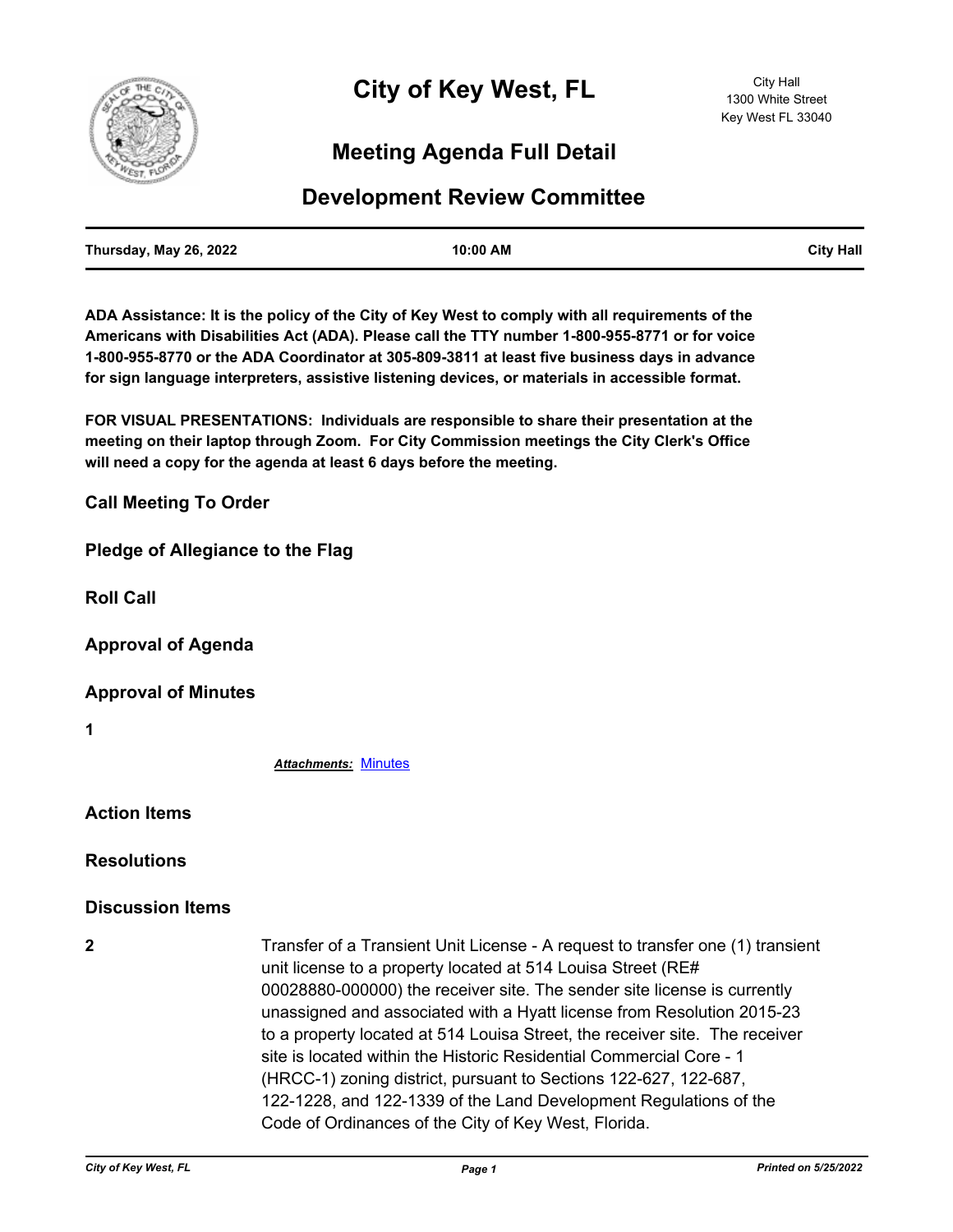# City of Key West, FL

City Hall
1300 White Street
Key West FL 33040

## Meeting Agenda Full Detail

## Development Review Committee

| Thursday, May 26, 2022 | 10:00 AM | City Hall |
|---|---|---|

**ADA Assistance: It is the policy of the City of Key West to comply with all requirements of the Americans with Disabilities Act (ADA). Please call the TTY number 1-800-955-8771 or for voice 1-800-955-8770 or the ADA Coordinator at 305-809-3811 at least five business days in advance for sign language interpreters, assistive listening devices, or materials in accessible format.**

**FOR VISUAL PRESENTATIONS: Individuals are responsible to share their presentation at the meeting on their laptop through Zoom. For City Commission meetings the City Clerk's Office will need a copy for the agenda at least 6 days before the meeting.**

### Call Meeting To Order

### Pledge of Allegiance to the Flag

### Roll Call

### Approval of Agenda

### Approval of Minutes

**1**

***Attachments:*** Minutes

### Action Items

### Resolutions

### Discussion Items

**2** Transfer of a Transient Unit License - A request to transfer one (1) transient unit license to a property located at 514 Louisa Street (RE# 00028880-000000) the receiver site. The sender site license is currently unassigned and associated with a Hyatt license from Resolution 2015-23 to a property located at 514 Louisa Street, the receiver site. The receiver site is located within the Historic Residential Commercial Core - 1 (HRCC-1) zoning district, pursuant to Sections 122-627, 122-687, 122-1228, and 122-1339 of the Land Development Regulations of the Code of Ordinances of the City of Key West, Florida.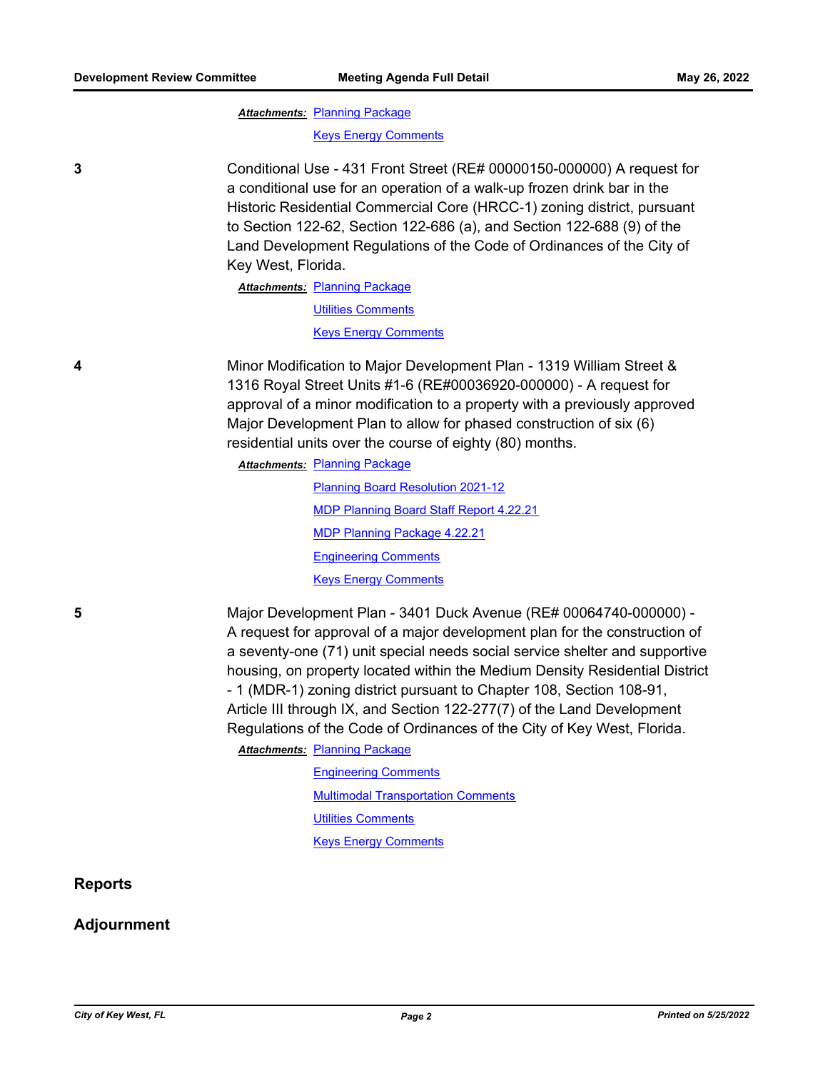***Attachments:*** Planning Package

Keys Energy Comments

**3** Conditional Use - 431 Front Street (RE# 00000150-000000) A request for a conditional use for an operation of a walk-up frozen drink bar in the Historic Residential Commercial Core (HRCC-1) zoning district, pursuant to Section 122-62, Section 122-686 (a), and Section 122-688 (9) of the Land Development Regulations of the Code of Ordinances of the City of Key West, Florida.

***Attachments:*** Planning Package

Utilities Comments

Keys Energy Comments

**4** Minor Modification to Major Development Plan - 1319 William Street & 1316 Royal Street Units #1-6 (RE#00036920-000000) - A request for approval of a minor modification to a property with a previously approved Major Development Plan to allow for phased construction of six (6) residential units over the course of eighty (80) months.

***Attachments:*** Planning Package

Planning Board Resolution 2021-12

MDP Planning Board Staff Report 4.22.21

MDP Planning Package 4.22.21

Engineering Comments

Keys Energy Comments

**5** Major Development Plan - 3401 Duck Avenue (RE# 00064740-000000) - A request for approval of a major development plan for the construction of a seventy-one (71) unit special needs social service shelter and supportive housing, on property located within the Medium Density Residential District - 1 (MDR-1) zoning district pursuant to Chapter 108, Section 108-91, Article III through IX, and Section 122-277(7) of the Land Development Regulations of the Code of Ordinances of the City of Key West, Florida.

***Attachments:*** Planning Package

Engineering Comments

Multimodal Transportation Comments

Utilities Comments

Keys Energy Comments

## Reports

## Adjournment